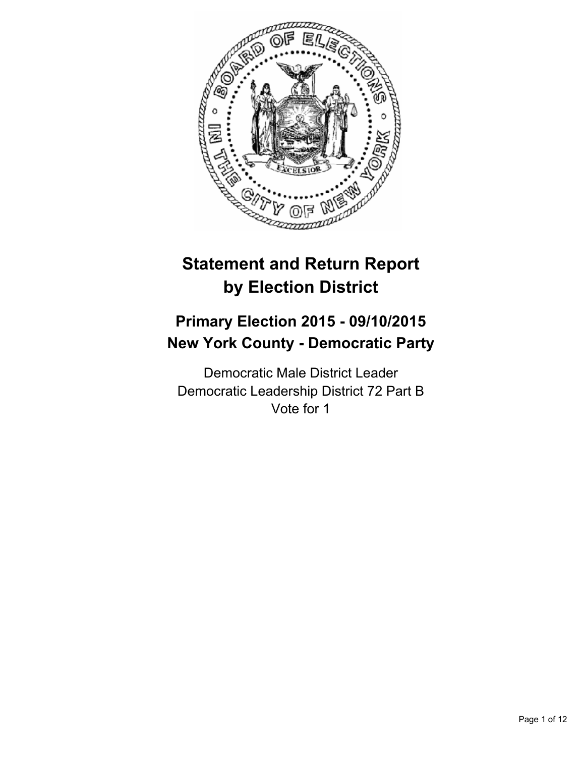# Statement and Return Report by Election District

## Primary Election 2015 - 09/10/2015
## New York County - Democratic Party

Democratic Male District Leader
Democratic Leadership District 72 Part B
Vote for 1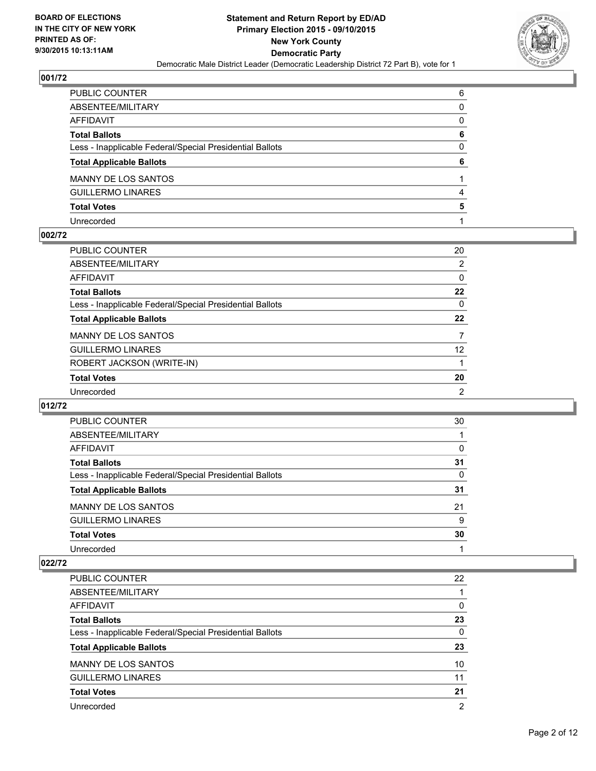BOARD OF ELECTIONS
IN THE CITY OF NEW YORK
PRINTED AS OF:
9/30/2015 10:13:11AM

**Statement and Return Report by ED/AD**
**Primary Election 2015 - 09/10/2015**
**New York County**
**Democratic Party**
Democratic Male District Leader (Democratic Leadership District 72 Part B), vote for 1

### 001/72

| | |
|---|---|
| PUBLIC COUNTER | 6 |
| ABSENTEE/MILITARY | 0 |
| AFFIDAVIT | 0 |
| **Total Ballots** | **6** |
| Less - Inapplicable Federal/Special Presidential Ballots | 0 |
| **Total Applicable Ballots** | **6** |
| MANNY DE LOS SANTOS | 1 |
| GUILLERMO LINARES | 4 |
| **Total Votes** | **5** |
| Unrecorded | 1 |

### 002/72

| | |
|---|---|
| PUBLIC COUNTER | 20 |
| ABSENTEE/MILITARY | 2 |
| AFFIDAVIT | 0 |
| **Total Ballots** | **22** |
| Less - Inapplicable Federal/Special Presidential Ballots | 0 |
| **Total Applicable Ballots** | **22** |
| MANNY DE LOS SANTOS | 7 |
| GUILLERMO LINARES | 12 |
| ROBERT JACKSON (WRITE-IN) | 1 |
| **Total Votes** | **20** |
| Unrecorded | 2 |

### 012/72

| | |
|---|---|
| PUBLIC COUNTER | 30 |
| ABSENTEE/MILITARY | 1 |
| AFFIDAVIT | 0 |
| **Total Ballots** | **31** |
| Less - Inapplicable Federal/Special Presidential Ballots | 0 |
| **Total Applicable Ballots** | **31** |
| MANNY DE LOS SANTOS | 21 |
| GUILLERMO LINARES | 9 |
| **Total Votes** | **30** |
| Unrecorded | 1 |

### 022/72

| | |
|---|---|
| PUBLIC COUNTER | 22 |
| ABSENTEE/MILITARY | 1 |
| AFFIDAVIT | 0 |
| **Total Ballots** | **23** |
| Less - Inapplicable Federal/Special Presidential Ballots | 0 |
| **Total Applicable Ballots** | **23** |
| MANNY DE LOS SANTOS | 10 |
| GUILLERMO LINARES | 11 |
| **Total Votes** | **21** |
| Unrecorded | 2 |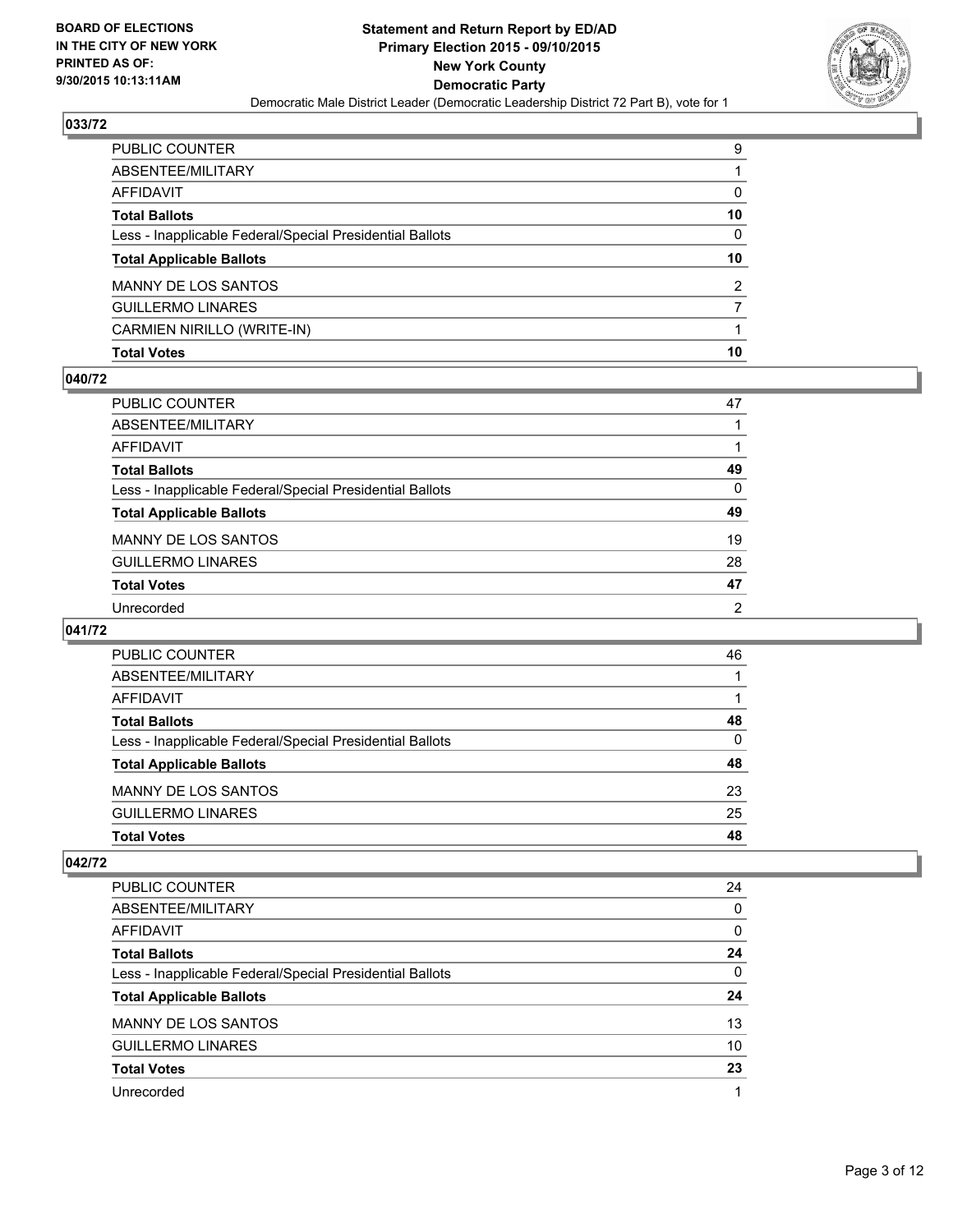**Statement and Return Report by ED/AD**
**Primary Election 2015 - 09/10/2015**
**New York County**
**Democratic Party**
Democratic Male District Leader (Democratic Leadership District 72 Part B), vote for 1

BOARD OF ELECTIONS
IN THE CITY OF NEW YORK
PRINTED AS OF:
9/30/2015 10:13:11AM

### 033/72

| | |
|---|---|
| PUBLIC COUNTER | 9 |
| ABSENTEE/MILITARY | 1 |
| AFFIDAVIT | 0 |
| **Total Ballots** | **10** |
| Less - Inapplicable Federal/Special Presidential Ballots | 0 |
| **Total Applicable Ballots** | **10** |
| MANNY DE LOS SANTOS | 2 |
| GUILLERMO LINARES | 7 |
| CARMIEN NIRILLO (WRITE-IN) | 1 |
| **Total Votes** | **10** |

### 040/72

| | |
|---|---|
| PUBLIC COUNTER | 47 |
| ABSENTEE/MILITARY | 1 |
| AFFIDAVIT | 1 |
| **Total Ballots** | **49** |
| Less - Inapplicable Federal/Special Presidential Ballots | 0 |
| **Total Applicable Ballots** | **49** |
| MANNY DE LOS SANTOS | 19 |
| GUILLERMO LINARES | 28 |
| **Total Votes** | **47** |
| Unrecorded | 2 |

### 041/72

| | |
|---|---|
| PUBLIC COUNTER | 46 |
| ABSENTEE/MILITARY | 1 |
| AFFIDAVIT | 1 |
| **Total Ballots** | **48** |
| Less - Inapplicable Federal/Special Presidential Ballots | 0 |
| **Total Applicable Ballots** | **48** |
| MANNY DE LOS SANTOS | 23 |
| GUILLERMO LINARES | 25 |
| **Total Votes** | **48** |

### 042/72

| | |
|---|---|
| PUBLIC COUNTER | 24 |
| ABSENTEE/MILITARY | 0 |
| AFFIDAVIT | 0 |
| **Total Ballots** | **24** |
| Less - Inapplicable Federal/Special Presidential Ballots | 0 |
| **Total Applicable Ballots** | **24** |
| MANNY DE LOS SANTOS | 13 |
| GUILLERMO LINARES | 10 |
| **Total Votes** | **23** |
| Unrecorded | 1 |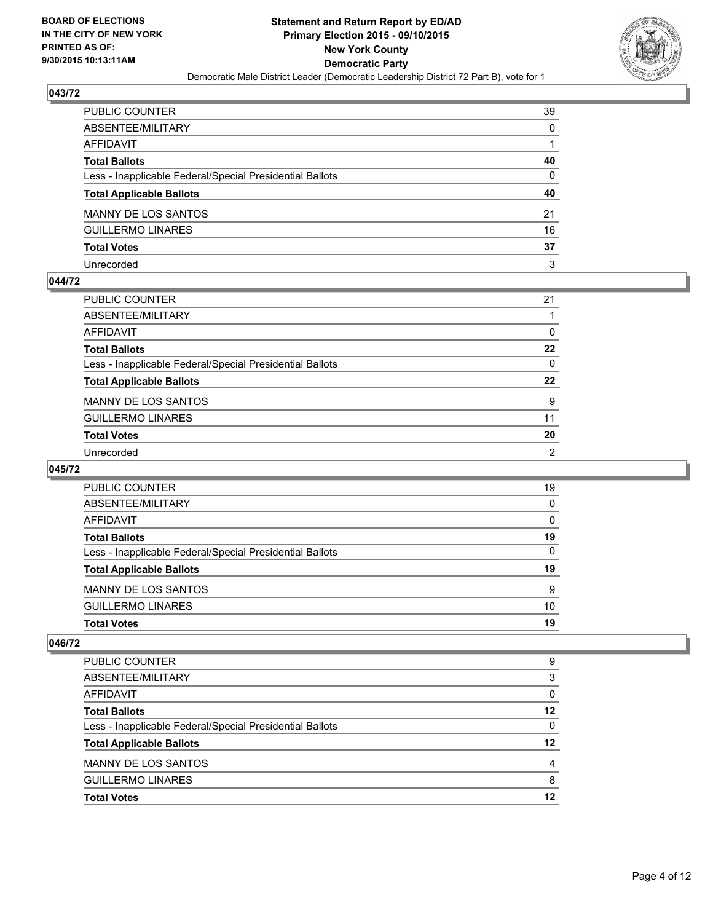### 043/72

| | |
|---|---|
| PUBLIC COUNTER | 39 |
| ABSENTEE/MILITARY | 0 |
| AFFIDAVIT | 1 |
| **Total Ballots** | **40** |
| Less - Inapplicable Federal/Special Presidential Ballots | 0 |
| **Total Applicable Ballots** | **40** |
| MANNY DE LOS SANTOS | 21 |
| GUILLERMO LINARES | 16 |
| **Total Votes** | **37** |
| Unrecorded | 3 |

### 044/72

| | |
|---|---|
| PUBLIC COUNTER | 21 |
| ABSENTEE/MILITARY | 1 |
| AFFIDAVIT | 0 |
| **Total Ballots** | **22** |
| Less - Inapplicable Federal/Special Presidential Ballots | 0 |
| **Total Applicable Ballots** | **22** |
| MANNY DE LOS SANTOS | 9 |
| GUILLERMO LINARES | 11 |
| **Total Votes** | **20** |
| Unrecorded | 2 |

### 045/72

| | |
|---|---|
| PUBLIC COUNTER | 19 |
| ABSENTEE/MILITARY | 0 |
| AFFIDAVIT | 0 |
| **Total Ballots** | **19** |
| Less - Inapplicable Federal/Special Presidential Ballots | 0 |
| **Total Applicable Ballots** | **19** |
| MANNY DE LOS SANTOS | 9 |
| GUILLERMO LINARES | 10 |
| **Total Votes** | **19** |

### 046/72

| | |
|---|---|
| PUBLIC COUNTER | 9 |
| ABSENTEE/MILITARY | 3 |
| AFFIDAVIT | 0 |
| **Total Ballots** | **12** |
| Less - Inapplicable Federal/Special Presidential Ballots | 0 |
| **Total Applicable Ballots** | **12** |
| MANNY DE LOS SANTOS | 4 |
| GUILLERMO LINARES | 8 |
| **Total Votes** | **12** |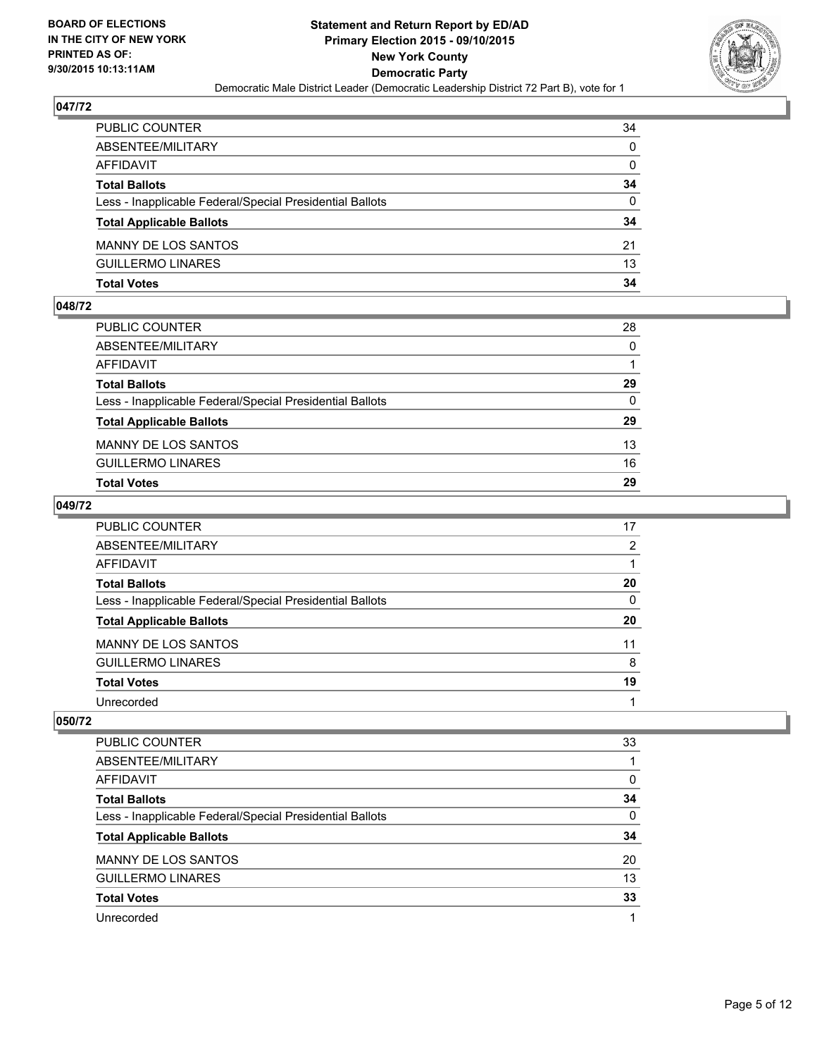BOARD OF ELECTIONS
IN THE CITY OF NEW YORK
PRINTED AS OF:
9/30/2015 10:13:11AM

**Statement and Return Report by ED/AD**
**Primary Election 2015 - 09/10/2015**
**New York County**
**Democratic Party**
Democratic Male District Leader (Democratic Leadership District 72 Part B), vote for 1

### 047/72

| | |
|---|---|
| PUBLIC COUNTER | 34 |
| ABSENTEE/MILITARY | 0 |
| AFFIDAVIT | 0 |
| **Total Ballots** | **34** |
| Less - Inapplicable Federal/Special Presidential Ballots | 0 |
| **Total Applicable Ballots** | **34** |
| MANNY DE LOS SANTOS | 21 |
| GUILLERMO LINARES | 13 |
| **Total Votes** | **34** |

### 048/72

| | |
|---|---|
| PUBLIC COUNTER | 28 |
| ABSENTEE/MILITARY | 0 |
| AFFIDAVIT | 1 |
| **Total Ballots** | **29** |
| Less - Inapplicable Federal/Special Presidential Ballots | 0 |
| **Total Applicable Ballots** | **29** |
| MANNY DE LOS SANTOS | 13 |
| GUILLERMO LINARES | 16 |
| **Total Votes** | **29** |

### 049/72

| | |
|---|---|
| PUBLIC COUNTER | 17 |
| ABSENTEE/MILITARY | 2 |
| AFFIDAVIT | 1 |
| **Total Ballots** | **20** |
| Less - Inapplicable Federal/Special Presidential Ballots | 0 |
| **Total Applicable Ballots** | **20** |
| MANNY DE LOS SANTOS | 11 |
| GUILLERMO LINARES | 8 |
| **Total Votes** | **19** |
| Unrecorded | 1 |

### 050/72

| | |
|---|---|
| PUBLIC COUNTER | 33 |
| ABSENTEE/MILITARY | 1 |
| AFFIDAVIT | 0 |
| **Total Ballots** | **34** |
| Less - Inapplicable Federal/Special Presidential Ballots | 0 |
| **Total Applicable Ballots** | **34** |
| MANNY DE LOS SANTOS | 20 |
| GUILLERMO LINARES | 13 |
| **Total Votes** | **33** |
| Unrecorded | 1 |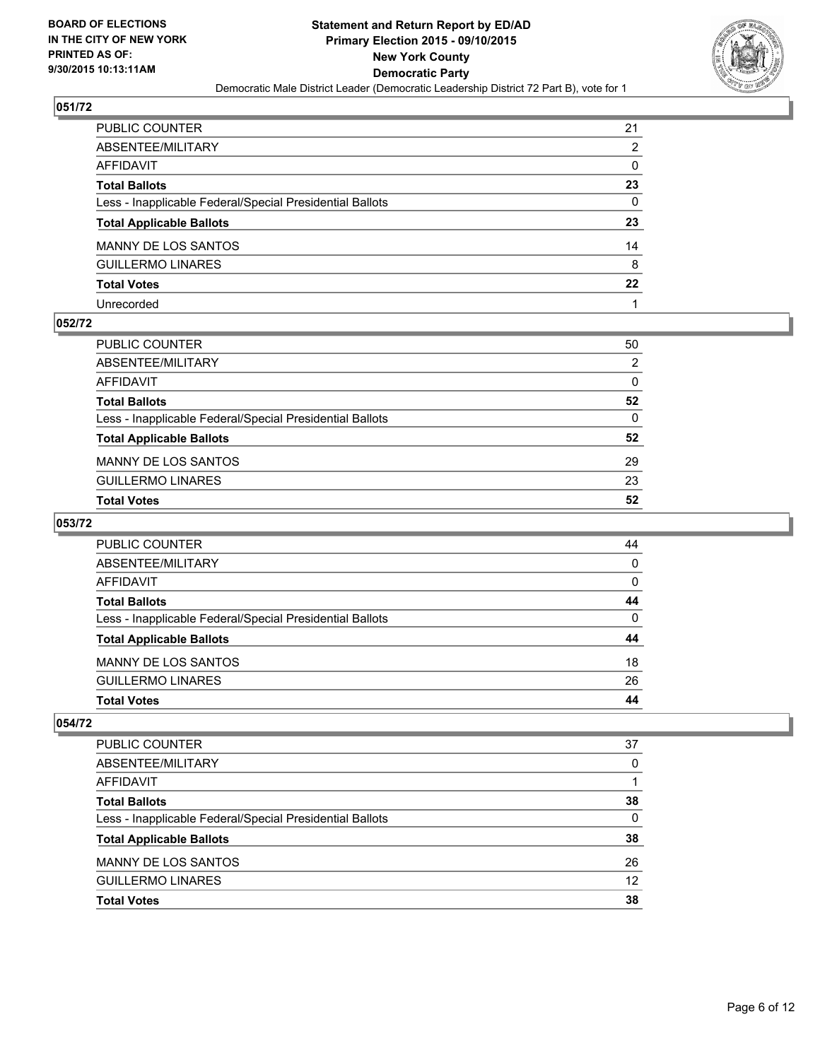**BOARD OF ELECTIONS IN THE CITY OF NEW YORK PRINTED AS OF: 9/30/2015 10:13:11AM**

**Statement and Return Report by ED/AD**
**Primary Election 2015 - 09/10/2015**
**New York County**
**Democratic Party**
Democratic Male District Leader (Democratic Leadership District 72 Part B), vote for 1

## 051/72

| | |
|---|---|
| PUBLIC COUNTER | 21 |
| ABSENTEE/MILITARY | 2 |
| AFFIDAVIT | 0 |
| **Total Ballots** | **23** |
| Less - Inapplicable Federal/Special Presidential Ballots | 0 |
| **Total Applicable Ballots** | **23** |
| MANNY DE LOS SANTOS | 14 |
| GUILLERMO LINARES | 8 |
| **Total Votes** | **22** |
| Unrecorded | 1 |

## 052/72

| | |
|---|---|
| PUBLIC COUNTER | 50 |
| ABSENTEE/MILITARY | 2 |
| AFFIDAVIT | 0 |
| **Total Ballots** | **52** |
| Less - Inapplicable Federal/Special Presidential Ballots | 0 |
| **Total Applicable Ballots** | **52** |
| MANNY DE LOS SANTOS | 29 |
| GUILLERMO LINARES | 23 |
| **Total Votes** | **52** |

## 053/72

| | |
|---|---|
| PUBLIC COUNTER | 44 |
| ABSENTEE/MILITARY | 0 |
| AFFIDAVIT | 0 |
| **Total Ballots** | **44** |
| Less - Inapplicable Federal/Special Presidential Ballots | 0 |
| **Total Applicable Ballots** | **44** |
| MANNY DE LOS SANTOS | 18 |
| GUILLERMO LINARES | 26 |
| **Total Votes** | **44** |

## 054/72

| | |
|---|---|
| PUBLIC COUNTER | 37 |
| ABSENTEE/MILITARY | 0 |
| AFFIDAVIT | 1 |
| **Total Ballots** | **38** |
| Less - Inapplicable Federal/Special Presidential Ballots | 0 |
| **Total Applicable Ballots** | **38** |
| MANNY DE LOS SANTOS | 26 |
| GUILLERMO LINARES | 12 |
| **Total Votes** | **38** |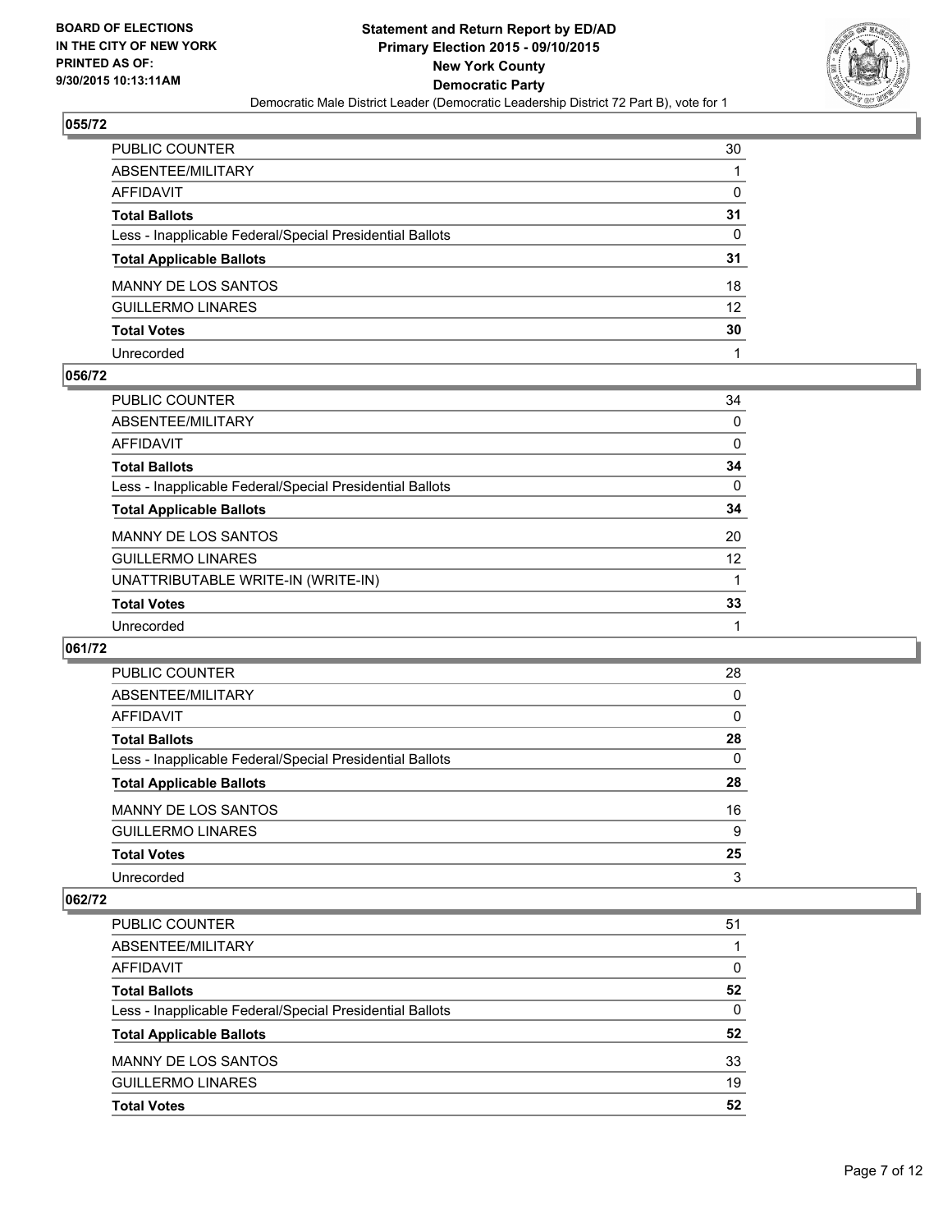**BOARD OF ELECTIONS IN THE CITY OF NEW YORK PRINTED AS OF: 9/30/2015 10:13:11AM**

# Statement and Return Report by ED/AD
## Primary Election 2015 - 09/10/2015
## New York County
## Democratic Party
### Democratic Male District Leader (Democratic Leadership District 72 Part B), vote for 1

**055/72**

| | |
|---|---|
| PUBLIC COUNTER | 30 |
| ABSENTEE/MILITARY | 1 |
| AFFIDAVIT | 0 |
| **Total Ballots** | **31** |
| Less - Inapplicable Federal/Special Presidential Ballots | 0 |
| **Total Applicable Ballots** | **31** |
| MANNY DE LOS SANTOS | 18 |
| GUILLERMO LINARES | 12 |
| **Total Votes** | **30** |
| Unrecorded | 1 |

**056/72**

| | |
|---|---|
| PUBLIC COUNTER | 34 |
| ABSENTEE/MILITARY | 0 |
| AFFIDAVIT | 0 |
| **Total Ballots** | **34** |
| Less - Inapplicable Federal/Special Presidential Ballots | 0 |
| **Total Applicable Ballots** | **34** |
| MANNY DE LOS SANTOS | 20 |
| GUILLERMO LINARES | 12 |
| UNATTRIBUTABLE WRITE-IN (WRITE-IN) | 1 |
| **Total Votes** | **33** |
| Unrecorded | 1 |

**061/72**

| | |
|---|---|
| PUBLIC COUNTER | 28 |
| ABSENTEE/MILITARY | 0 |
| AFFIDAVIT | 0 |
| **Total Ballots** | **28** |
| Less - Inapplicable Federal/Special Presidential Ballots | 0 |
| **Total Applicable Ballots** | **28** |
| MANNY DE LOS SANTOS | 16 |
| GUILLERMO LINARES | 9 |
| **Total Votes** | **25** |
| Unrecorded | 3 |

**062/72**

| | |
|---|---|
| PUBLIC COUNTER | 51 |
| ABSENTEE/MILITARY | 1 |
| AFFIDAVIT | 0 |
| **Total Ballots** | **52** |
| Less - Inapplicable Federal/Special Presidential Ballots | 0 |
| **Total Applicable Ballots** | **52** |
| MANNY DE LOS SANTOS | 33 |
| GUILLERMO LINARES | 19 |
| **Total Votes** | **52** |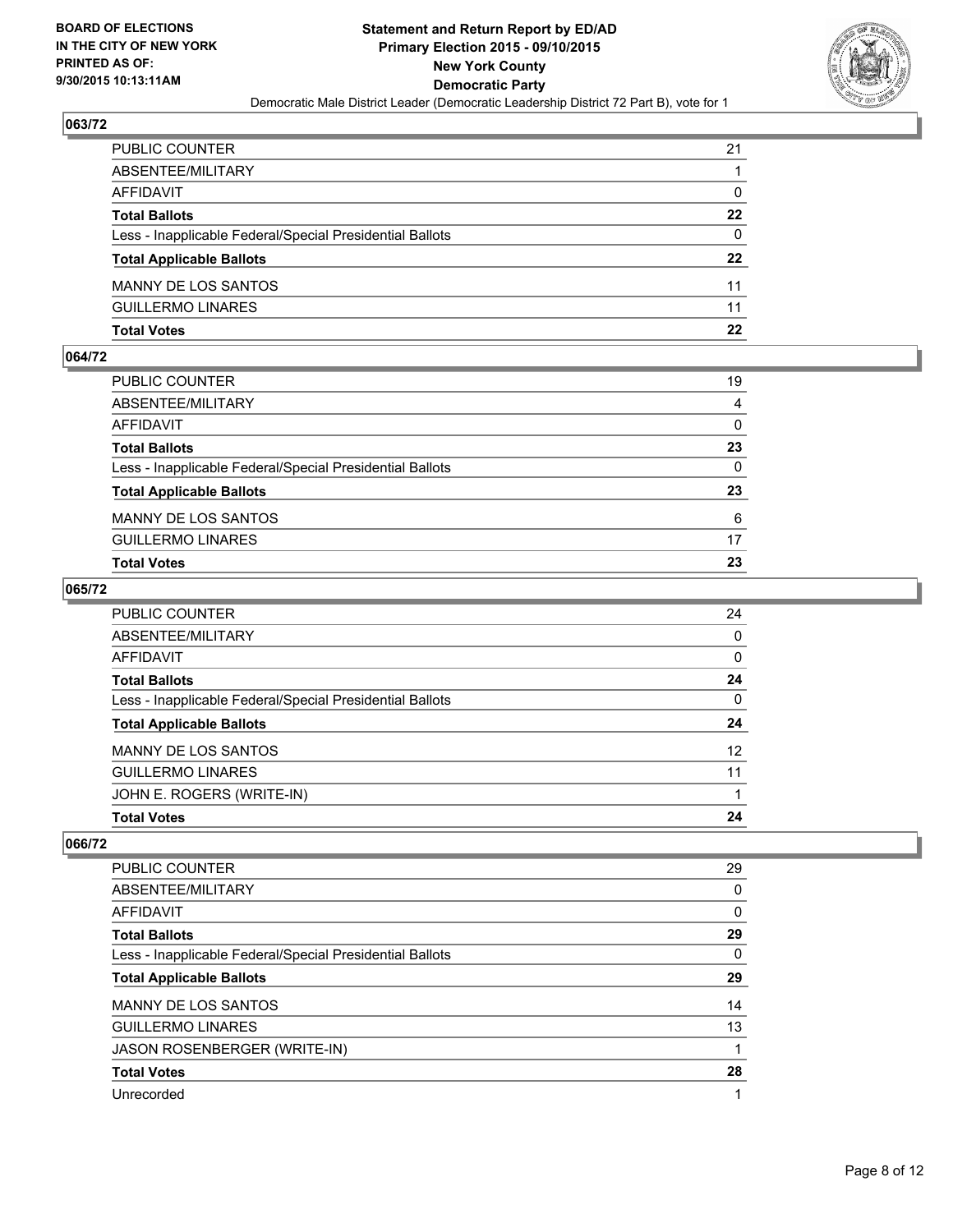**BOARD OF ELECTIONS IN THE CITY OF NEW YORK PRINTED AS OF: 9/30/2015 10:13:11AM**

**Statement and Return Report by ED/AD**
**Primary Election 2015 - 09/10/2015**
**New York County**
**Democratic Party**
Democratic Male District Leader (Democratic Leadership District 72 Part B), vote for 1

## 063/72

| | |
|---|---|
| PUBLIC COUNTER | 21 |
| ABSENTEE/MILITARY | 1 |
| AFFIDAVIT | 0 |
| **Total Ballots** | **22** |
| Less - Inapplicable Federal/Special Presidential Ballots | 0 |
| **Total Applicable Ballots** | **22** |
| MANNY DE LOS SANTOS | 11 |
| GUILLERMO LINARES | 11 |
| **Total Votes** | **22** |

## 064/72

| | |
|---|---|
| PUBLIC COUNTER | 19 |
| ABSENTEE/MILITARY | 4 |
| AFFIDAVIT | 0 |
| **Total Ballots** | **23** |
| Less - Inapplicable Federal/Special Presidential Ballots | 0 |
| **Total Applicable Ballots** | **23** |
| MANNY DE LOS SANTOS | 6 |
| GUILLERMO LINARES | 17 |
| **Total Votes** | **23** |

## 065/72

| | |
|---|---|
| PUBLIC COUNTER | 24 |
| ABSENTEE/MILITARY | 0 |
| AFFIDAVIT | 0 |
| **Total Ballots** | **24** |
| Less - Inapplicable Federal/Special Presidential Ballots | 0 |
| **Total Applicable Ballots** | **24** |
| MANNY DE LOS SANTOS | 12 |
| GUILLERMO LINARES | 11 |
| JOHN E. ROGERS (WRITE-IN) | 1 |
| **Total Votes** | **24** |

## 066/72

| | |
|---|---|
| PUBLIC COUNTER | 29 |
| ABSENTEE/MILITARY | 0 |
| AFFIDAVIT | 0 |
| **Total Ballots** | **29** |
| Less - Inapplicable Federal/Special Presidential Ballots | 0 |
| **Total Applicable Ballots** | **29** |
| MANNY DE LOS SANTOS | 14 |
| GUILLERMO LINARES | 13 |
| JASON ROSENBERGER (WRITE-IN) | 1 |
| **Total Votes** | **28** |
| Unrecorded | 1 |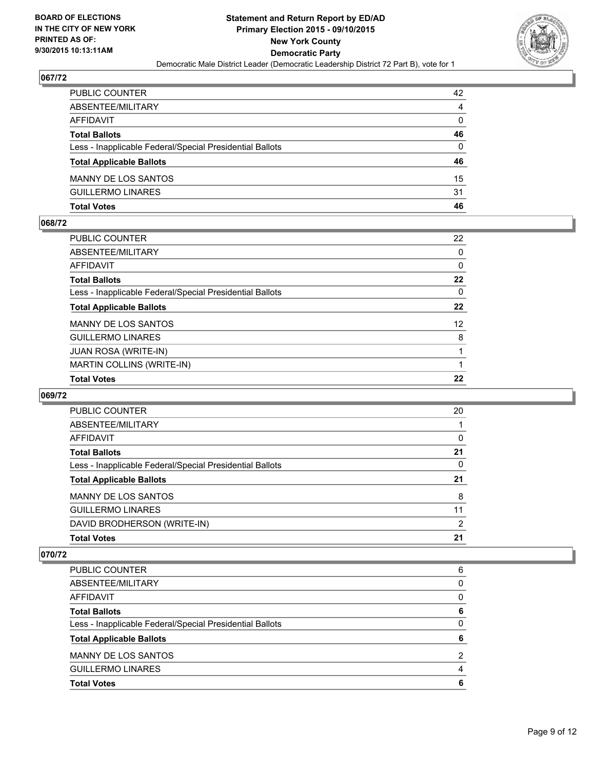## 067/72

| | |
|---|---|
| PUBLIC COUNTER | 42 |
| ABSENTEE/MILITARY | 4 |
| AFFIDAVIT | 0 |
| **Total Ballots** | **46** |
| Less - Inapplicable Federal/Special Presidential Ballots | 0 |
| **Total Applicable Ballots** | **46** |
| MANNY DE LOS SANTOS | 15 |
| GUILLERMO LINARES | 31 |
| **Total Votes** | **46** |

## 068/72

| | |
|---|---|
| PUBLIC COUNTER | 22 |
| ABSENTEE/MILITARY | 0 |
| AFFIDAVIT | 0 |
| **Total Ballots** | **22** |
| Less - Inapplicable Federal/Special Presidential Ballots | 0 |
| **Total Applicable Ballots** | **22** |
| MANNY DE LOS SANTOS | 12 |
| GUILLERMO LINARES | 8 |
| JUAN ROSA (WRITE-IN) | 1 |
| MARTIN COLLINS (WRITE-IN) | 1 |
| **Total Votes** | **22** |

## 069/72

| | |
|---|---|
| PUBLIC COUNTER | 20 |
| ABSENTEE/MILITARY | 1 |
| AFFIDAVIT | 0 |
| **Total Ballots** | **21** |
| Less - Inapplicable Federal/Special Presidential Ballots | 0 |
| **Total Applicable Ballots** | **21** |
| MANNY DE LOS SANTOS | 8 |
| GUILLERMO LINARES | 11 |
| DAVID BRODHERSON (WRITE-IN) | 2 |
| **Total Votes** | **21** |

## 070/72

| | |
|---|---|
| PUBLIC COUNTER | 6 |
| ABSENTEE/MILITARY | 0 |
| AFFIDAVIT | 0 |
| **Total Ballots** | **6** |
| Less - Inapplicable Federal/Special Presidential Ballots | 0 |
| **Total Applicable Ballots** | **6** |
| MANNY DE LOS SANTOS | 2 |
| GUILLERMO LINARES | 4 |
| **Total Votes** | **6** |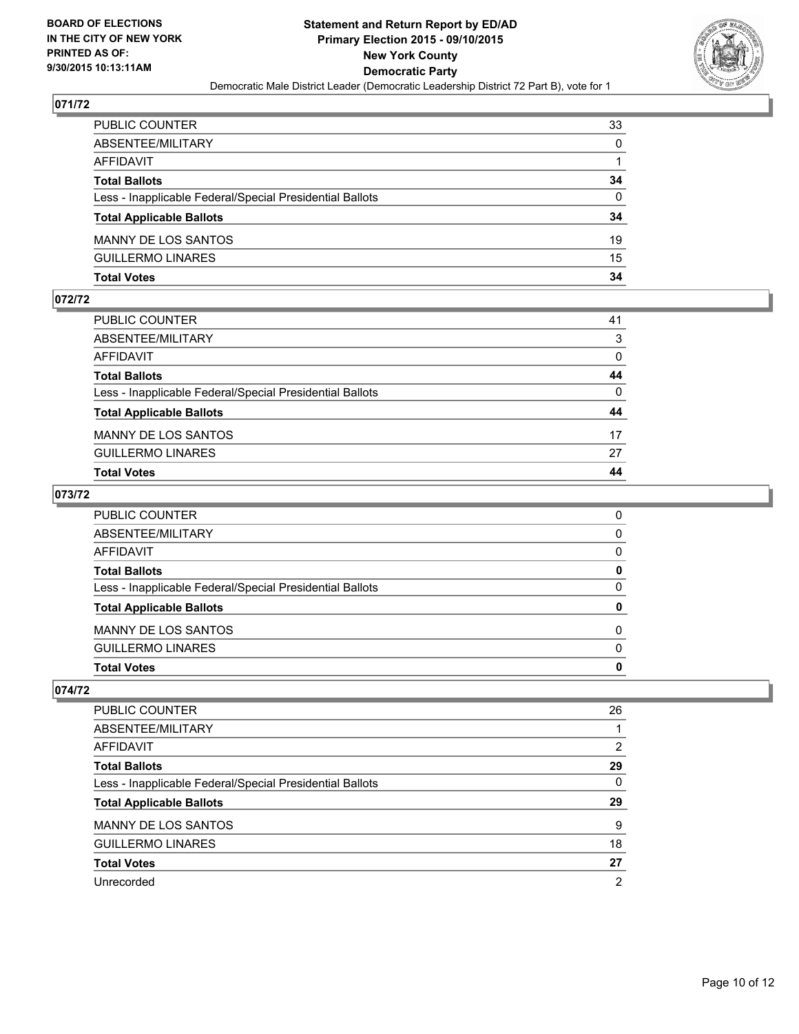**BOARD OF ELECTIONS IN THE CITY OF NEW YORK PRINTED AS OF: 9/30/2015 10:13:11AM**

**Statement and Return Report by ED/AD Primary Election 2015 - 09/10/2015 New York County Democratic Party**

Democratic Male District Leader (Democratic Leadership District 72 Part B), vote for 1

## 071/72

| | |
|---|---|
| PUBLIC COUNTER | 33 |
| ABSENTEE/MILITARY | 0 |
| AFFIDAVIT | 1 |
| **Total Ballots** | **34** |
| Less - Inapplicable Federal/Special Presidential Ballots | 0 |
| **Total Applicable Ballots** | **34** |
| MANNY DE LOS SANTOS | 19 |
| GUILLERMO LINARES | 15 |
| **Total Votes** | **34** |

## 072/72

| | |
|---|---|
| PUBLIC COUNTER | 41 |
| ABSENTEE/MILITARY | 3 |
| AFFIDAVIT | 0 |
| **Total Ballots** | **44** |
| Less - Inapplicable Federal/Special Presidential Ballots | 0 |
| **Total Applicable Ballots** | **44** |
| MANNY DE LOS SANTOS | 17 |
| GUILLERMO LINARES | 27 |
| **Total Votes** | **44** |

## 073/72

| | |
|---|---|
| PUBLIC COUNTER | 0 |
| ABSENTEE/MILITARY | 0 |
| AFFIDAVIT | 0 |
| **Total Ballots** | **0** |
| Less - Inapplicable Federal/Special Presidential Ballots | 0 |
| **Total Applicable Ballots** | **0** |
| MANNY DE LOS SANTOS | 0 |
| GUILLERMO LINARES | 0 |
| **Total Votes** | **0** |

## 074/72

| | |
|---|---|
| PUBLIC COUNTER | 26 |
| ABSENTEE/MILITARY | 1 |
| AFFIDAVIT | 2 |
| **Total Ballots** | **29** |
| Less - Inapplicable Federal/Special Presidential Ballots | 0 |
| **Total Applicable Ballots** | **29** |
| MANNY DE LOS SANTOS | 9 |
| GUILLERMO LINARES | 18 |
| **Total Votes** | **27** |
| Unrecorded | 2 |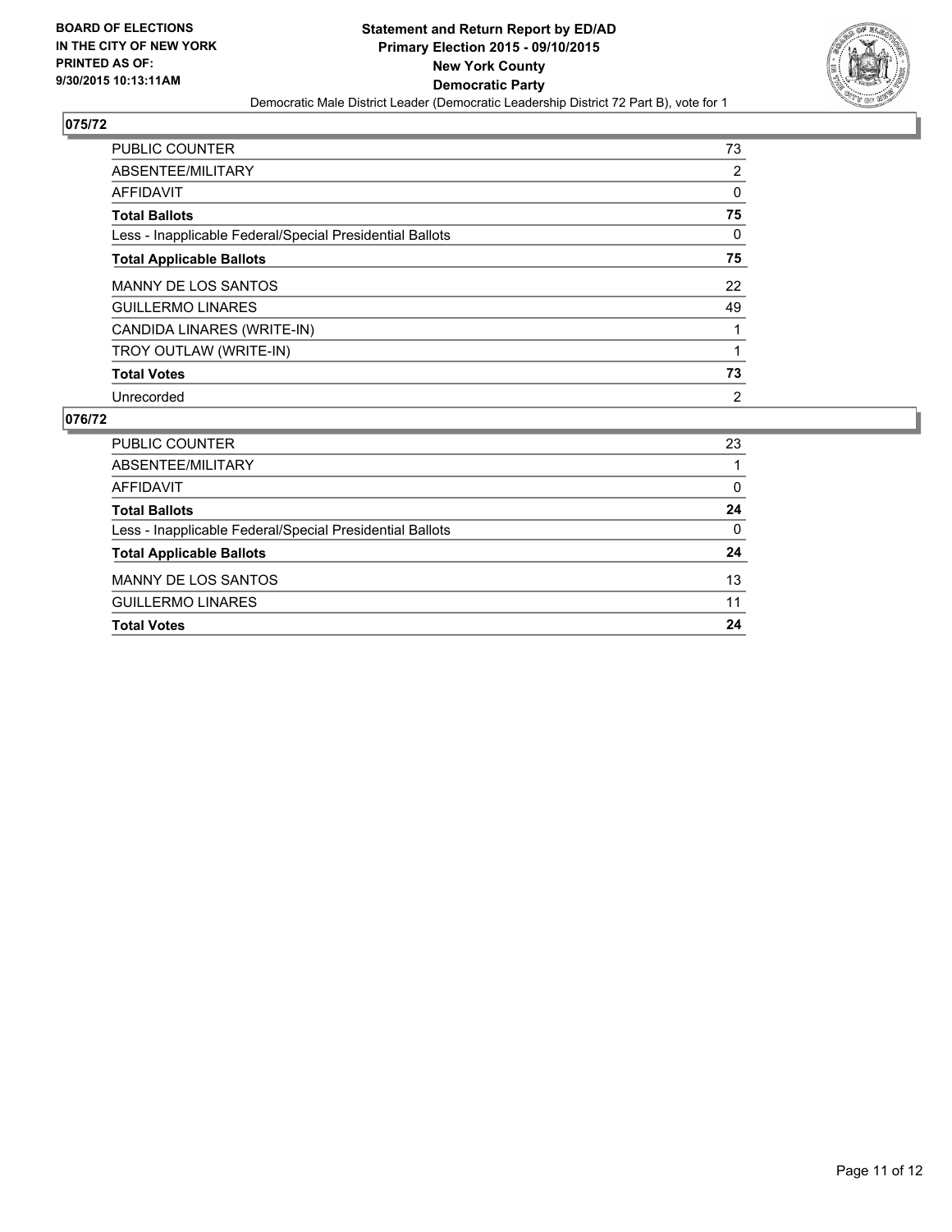BOARD OF ELECTIONS
IN THE CITY OF NEW YORK
PRINTED AS OF:
9/30/2015 10:13:11AM

**Statement and Return Report by ED/AD**
**Primary Election 2015 - 09/10/2015**
**New York County**
**Democratic Party**
Democratic Male District Leader (Democratic Leadership District 72 Part B), vote for 1

## 075/72

| | |
|---|---|
| PUBLIC COUNTER | 73 |
| ABSENTEE/MILITARY | 2 |
| AFFIDAVIT | 0 |
| **Total Ballots** | **75** |
| Less - Inapplicable Federal/Special Presidential Ballots | 0 |
| **Total Applicable Ballots** | **75** |
| MANNY DE LOS SANTOS | 22 |
| GUILLERMO LINARES | 49 |
| CANDIDA LINARES (WRITE-IN) | 1 |
| TROY OUTLAW (WRITE-IN) | 1 |
| **Total Votes** | **73** |
| Unrecorded | 2 |

## 076/72

| | |
|---|---|
| PUBLIC COUNTER | 23 |
| ABSENTEE/MILITARY | 1 |
| AFFIDAVIT | 0 |
| **Total Ballots** | **24** |
| Less - Inapplicable Federal/Special Presidential Ballots | 0 |
| **Total Applicable Ballots** | **24** |
| MANNY DE LOS SANTOS | 13 |
| GUILLERMO LINARES | 11 |
| **Total Votes** | **24** |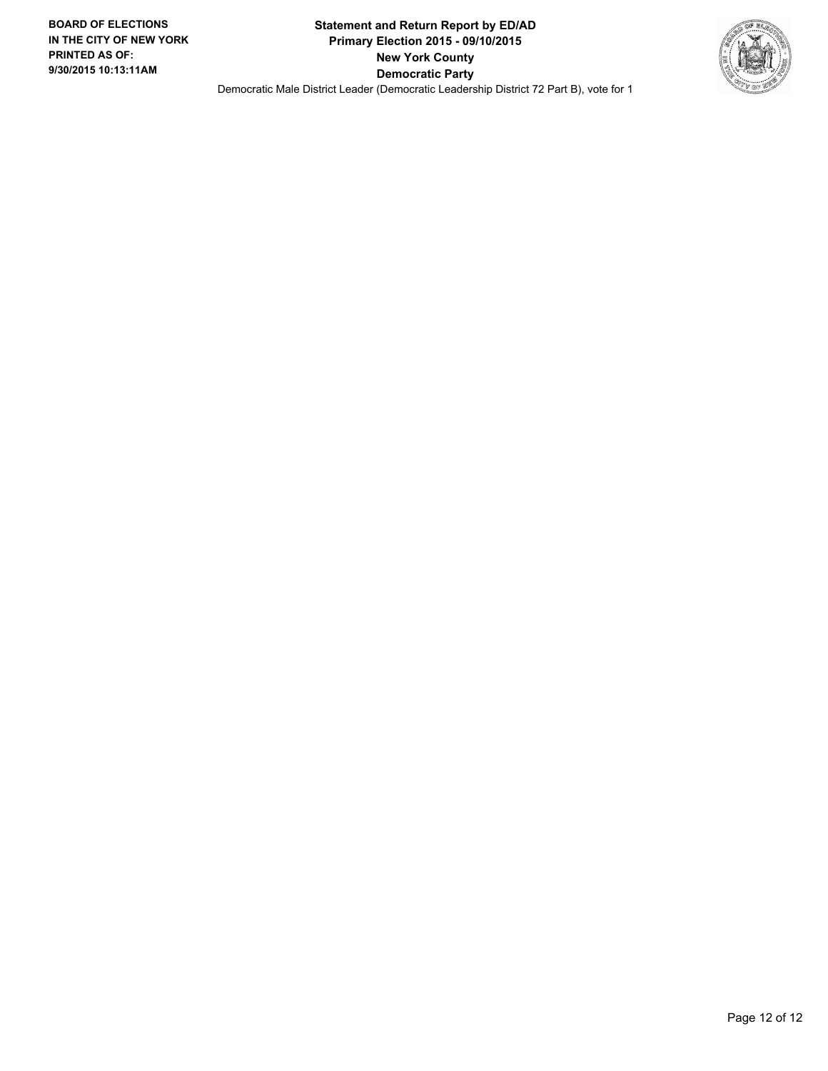**BOARD OF ELECTIONS IN THE CITY OF NEW YORK PRINTED AS OF: 9/30/2015 10:13:11AM**

**Statement and Return Report by ED/AD**
**Primary Election 2015 - 09/10/2015**
**New York County**
**Democratic Party**

Democratic Male District Leader (Democratic Leadership District 72 Part B), vote for 1